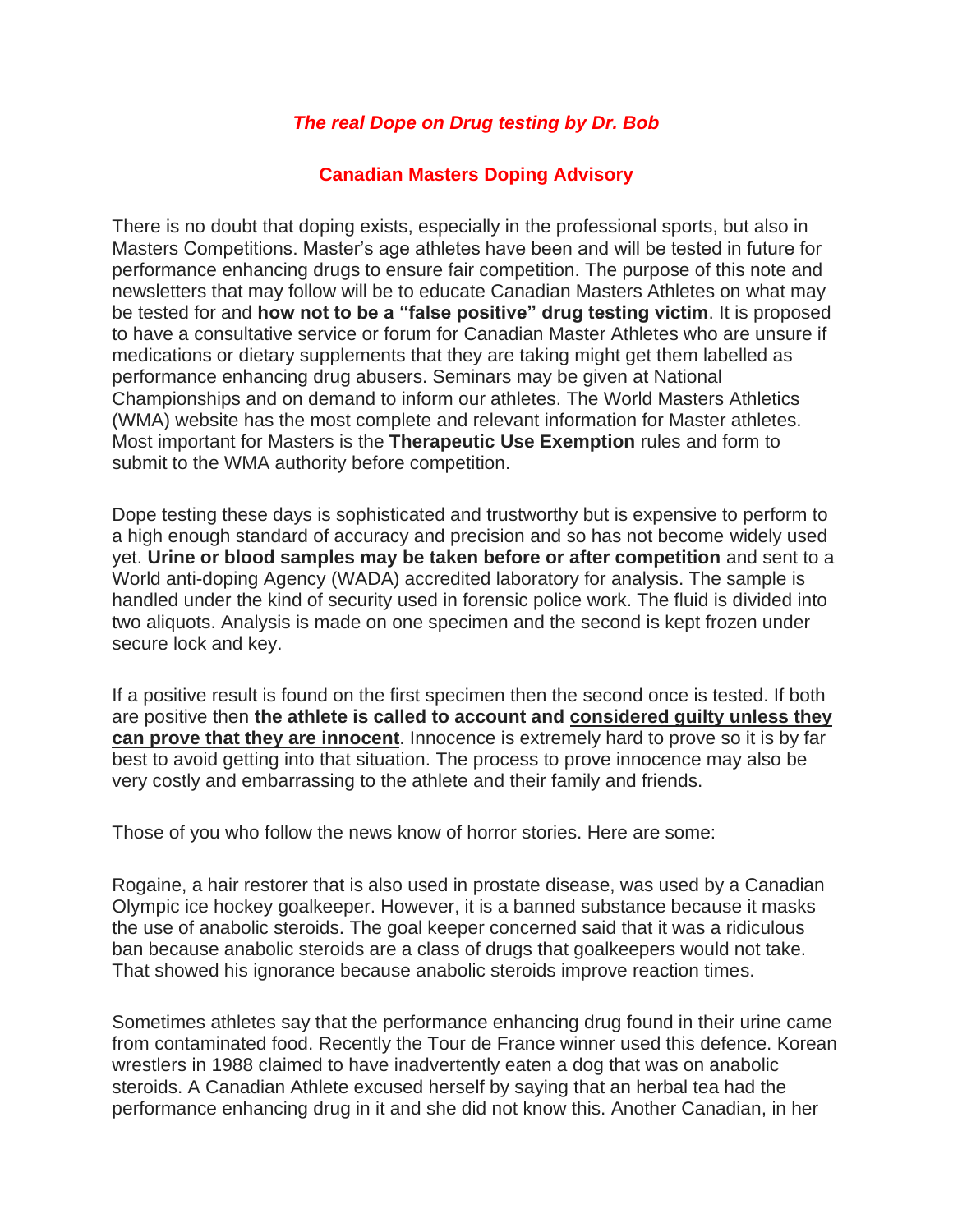***The real Dope on Drug testing by Dr. Bob***

**Canadian Masters Doping Advisory**

There is no doubt that doping exists, especially in the professional sports, but also in Masters Competitions. Master's age athletes have been and will be tested in future for performance enhancing drugs to ensure fair competition. The purpose of this note and newsletters that may follow will be to educate Canadian Masters Athletes on what may be tested for and **how not to be a "false positive" drug testing victim**. It is proposed to have a consultative service or forum for Canadian Master Athletes who are unsure if medications or dietary supplements that they are taking might get them labelled as performance enhancing drug abusers. Seminars may be given at National Championships and on demand to inform our athletes. The World Masters Athletics (WMA) website has the most complete and relevant information for Master athletes. Most important for Masters is the **Therapeutic Use Exemption** rules and form to submit to the WMA authority before competition.

Dope testing these days is sophisticated and trustworthy but is expensive to perform to a high enough standard of accuracy and precision and so has not become widely used yet. **Urine or blood samples may be taken before or after competition** and sent to a World anti-doping Agency (WADA) accredited laboratory for analysis. The sample is handled under the kind of security used in forensic police work. The fluid is divided into two aliquots. Analysis is made on one specimen and the second is kept frozen under secure lock and key.

If a positive result is found on the first specimen then the second once is tested. If both are positive then **the athlete is called to account and <u>considered guilty unless they can prove that they are innocent</u>**. Innocence is extremely hard to prove so it is by far best to avoid getting into that situation. The process to prove innocence may also be very costly and embarrassing to the athlete and their family and friends.

Those of you who follow the news know of horror stories. Here are some:

Rogaine, a hair restorer that is also used in prostate disease, was used by a Canadian Olympic ice hockey goalkeeper. However, it is a banned substance because it masks the use of anabolic steroids. The goal keeper concerned said that it was a ridiculous ban because anabolic steroids are a class of drugs that goalkeepers would not take. That showed his ignorance because anabolic steroids improve reaction times.

Sometimes athletes say that the performance enhancing drug found in their urine came from contaminated food. Recently the Tour de France winner used this defence. Korean wrestlers in 1988 claimed to have inadvertently eaten a dog that was on anabolic steroids. A Canadian Athlete excused herself by saying that an herbal tea had the performance enhancing drug in it and she did not know this. Another Canadian, in her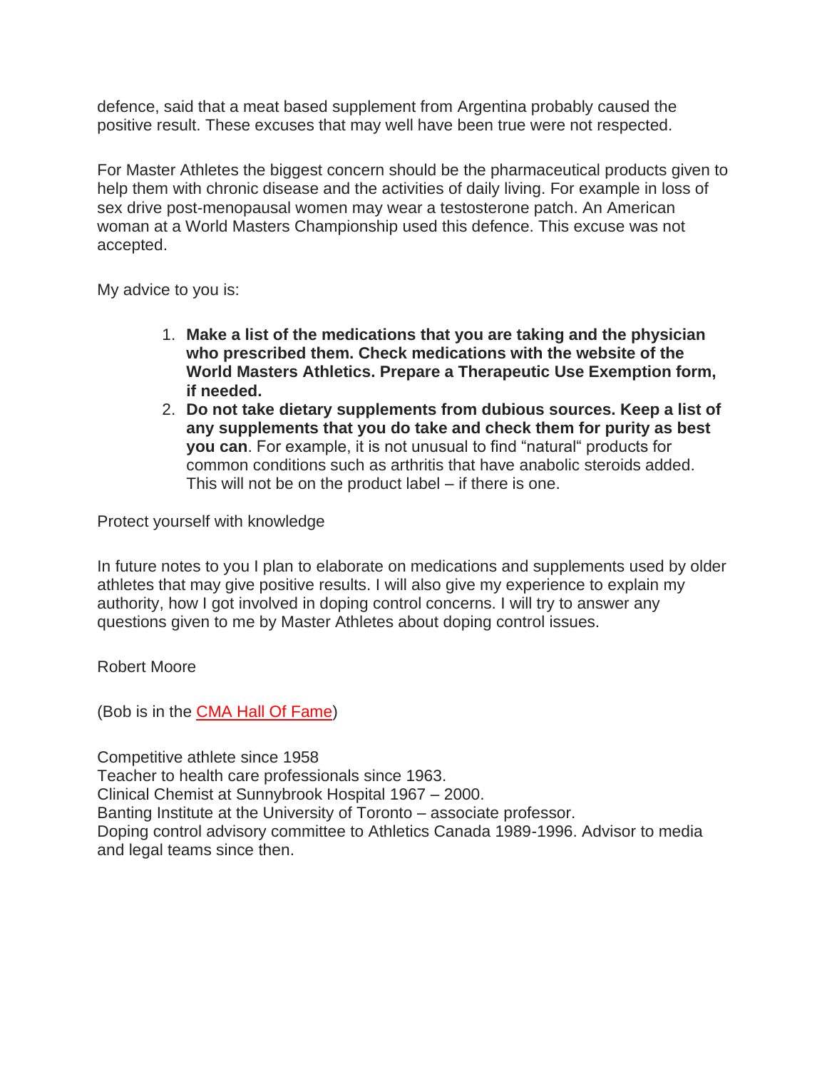defence, said that a meat based supplement from Argentina probably caused the positive result. These excuses that may well have been true were not respected.

For Master Athletes the biggest concern should be the pharmaceutical products given to help them with chronic disease and the activities of daily living. For example in loss of sex drive post-menopausal women may wear a testosterone patch. An American woman at a World Masters Championship used this defence. This excuse was not accepted.

My advice to you is:

1. **Make a list of the medications that you are taking and the physician who prescribed them. Check medications with the website of the World Masters Athletics. Prepare a Therapeutic Use Exemption form, if needed.**
2. **Do not take dietary supplements from dubious sources. Keep a list of any supplements that you do take and check them for purity as best you can**. For example, it is not unusual to find "natural" products for common conditions such as arthritis that have anabolic steroids added. This will not be on the product label – if there is one.

Protect yourself with knowledge

In future notes to you I plan to elaborate on medications and supplements used by older athletes that may give positive results. I will also give my experience to explain my authority, how I got involved in doping control concerns. I will try to answer any questions given to me by Master Athletes about doping control issues.

Robert Moore

(Bob is in the CMA Hall Of Fame)

Competitive athlete since 1958
Teacher to health care professionals since 1963.
Clinical Chemist at Sunnybrook Hospital 1967 – 2000.
Banting Institute at the University of Toronto – associate professor.
Doping control advisory committee to Athletics Canada 1989-1996. Advisor to media and legal teams since then.